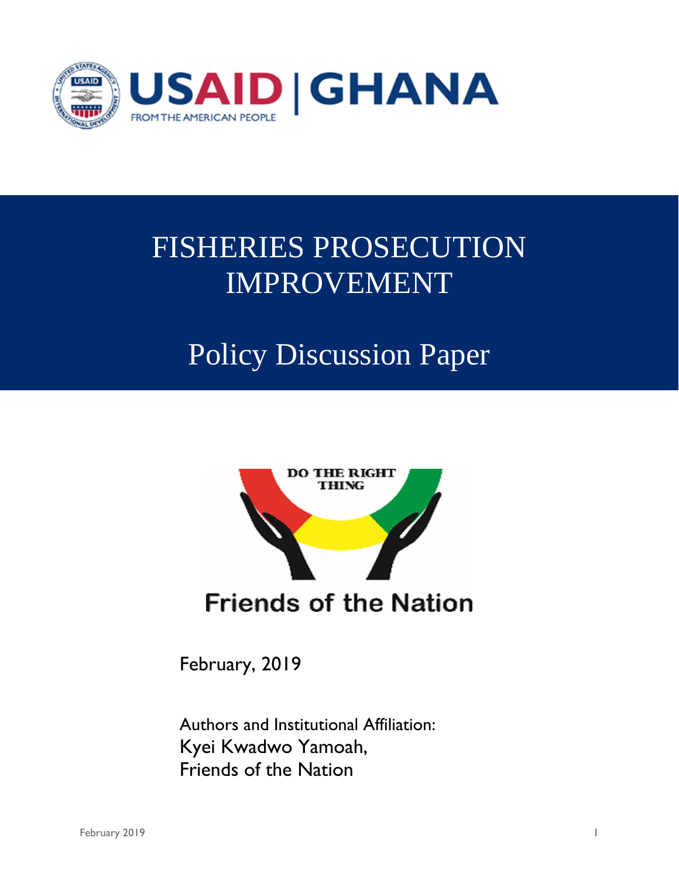USAID | GHANA

FROM THE AMERICAN PEOPLE

# FISHERIES PROSECUTION IMPROVEMENT

## Policy Discussion Paper

DO THE RIGHT THING

Friends of the Nation

February, 2019

Authors and Institutional Affiliation:
Kyei Kwadwo Yamoah,
Friends of the Nation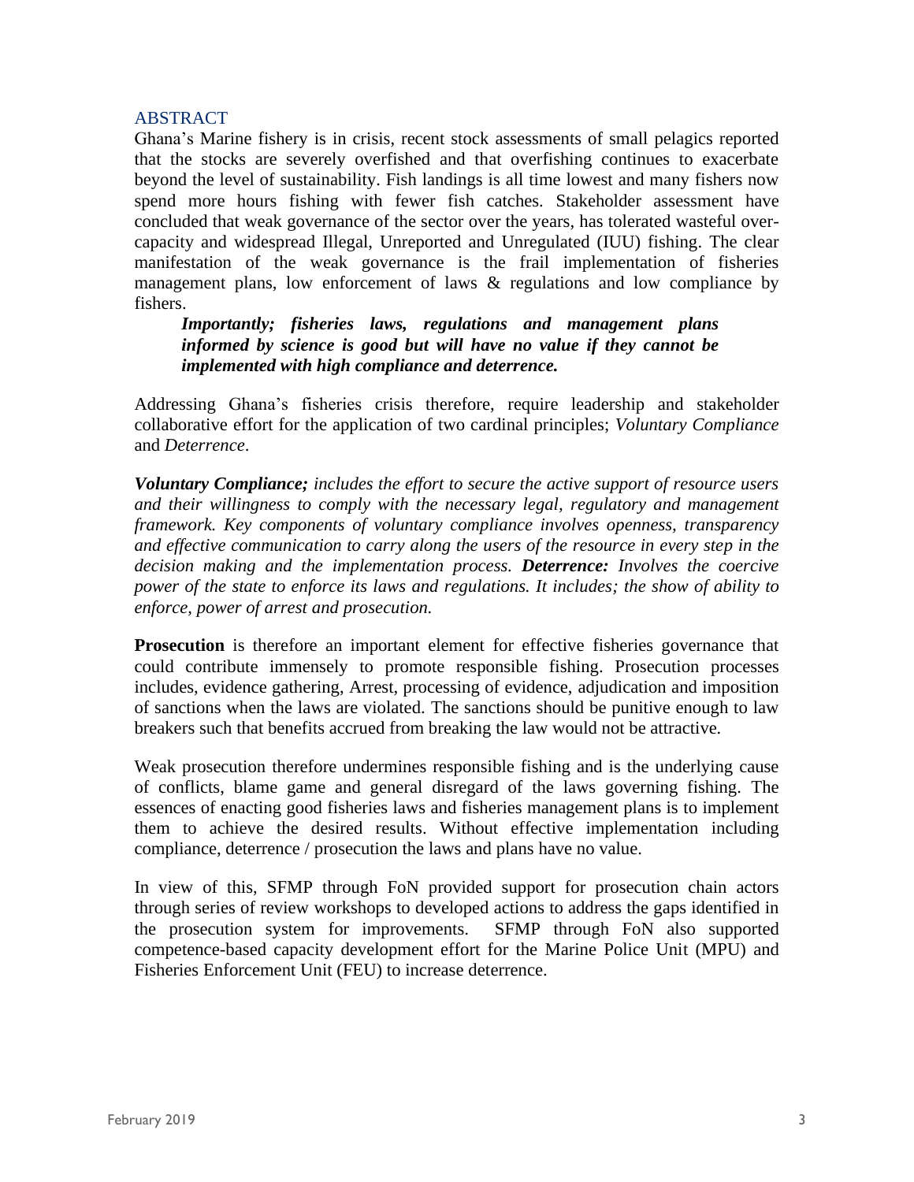## ABSTRACT

Ghana's Marine fishery is in crisis, recent stock assessments of small pelagics reported that the stocks are severely overfished and that overfishing continues to exacerbate beyond the level of sustainability. Fish landings is all time lowest and many fishers now spend more hours fishing with fewer fish catches. Stakeholder assessment have concluded that weak governance of the sector over the years, has tolerated wasteful over-capacity and widespread Illegal, Unreported and Unregulated (IUU) fishing. The clear manifestation of the weak governance is the frail implementation of fisheries management plans, low enforcement of laws & regulations and low compliance by fishers.

> ***Importantly; fisheries laws, regulations and management plans informed by science is good but will have no value if they cannot be implemented with high compliance and deterrence.***

Addressing Ghana's fisheries crisis therefore, require leadership and stakeholder collaborative effort for the application of two cardinal principles; *Voluntary Compliance* and *Deterrence*.

***Voluntary Compliance;*** *includes the effort to secure the active support of resource users and their willingness to comply with the necessary legal, regulatory and management framework. Key components of voluntary compliance involves openness, transparency and effective communication to carry along the users of the resource in every step in the decision making and the implementation process.* ***Deterrence:*** *Involves the coercive power of the state to enforce its laws and regulations. It includes; the show of ability to enforce, power of arrest and prosecution.*

**Prosecution** is therefore an important element for effective fisheries governance that could contribute immensely to promote responsible fishing. Prosecution processes includes, evidence gathering, Arrest, processing of evidence, adjudication and imposition of sanctions when the laws are violated. The sanctions should be punitive enough to law breakers such that benefits accrued from breaking the law would not be attractive.

Weak prosecution therefore undermines responsible fishing and is the underlying cause of conflicts, blame game and general disregard of the laws governing fishing. The essences of enacting good fisheries laws and fisheries management plans is to implement them to achieve the desired results. Without effective implementation including compliance, deterrence / prosecution the laws and plans have no value.

In view of this, SFMP through FoN provided support for prosecution chain actors through series of review workshops to developed actions to address the gaps identified in the prosecution system for improvements. SFMP through FoN also supported competence-based capacity development effort for the Marine Police Unit (MPU) and Fisheries Enforcement Unit (FEU) to increase deterrence.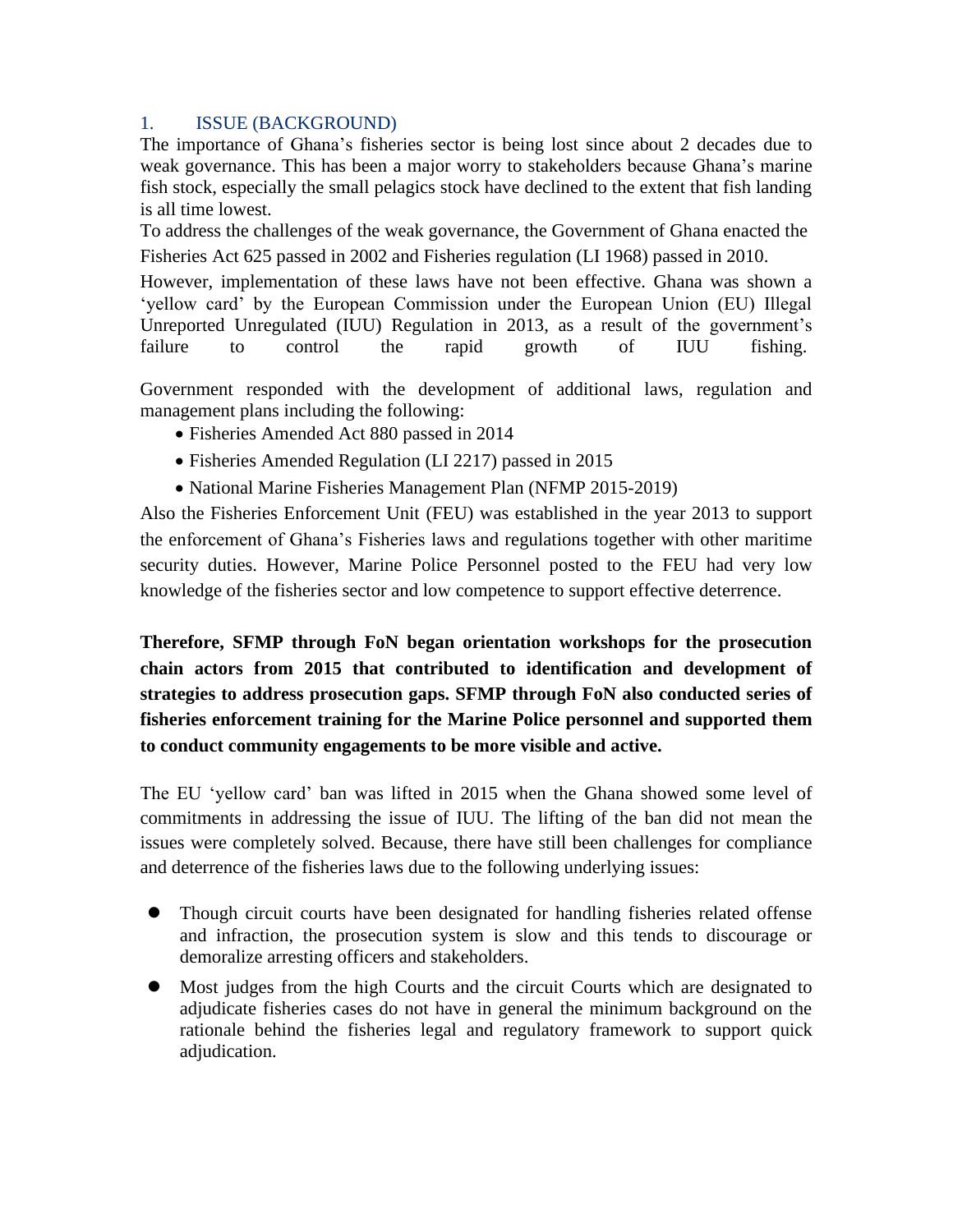## 1. ISSUE (BACKGROUND)

The importance of Ghana's fisheries sector is being lost since about 2 decades due to weak governance. This has been a major worry to stakeholders because Ghana's marine fish stock, especially the small pelagics stock have declined to the extent that fish landing is all time lowest.

To address the challenges of the weak governance, the Government of Ghana enacted the Fisheries Act 625 passed in 2002 and Fisheries regulation (LI 1968) passed in 2010.

However, implementation of these laws have not been effective. Ghana was shown a 'yellow card' by the European Commission under the European Union (EU) Illegal Unreported Unregulated (IUU) Regulation in 2013, as a result of the government's failure to control the rapid growth of IUU fishing.

Government responded with the development of additional laws, regulation and management plans including the following:

- Fisheries Amended Act 880 passed in 2014
- Fisheries Amended Regulation (LI 2217) passed in 2015
- National Marine Fisheries Management Plan (NFMP 2015-2019)

Also the Fisheries Enforcement Unit (FEU) was established in the year 2013 to support the enforcement of Ghana's Fisheries laws and regulations together with other maritime security duties. However, Marine Police Personnel posted to the FEU had very low knowledge of the fisheries sector and low competence to support effective deterrence.

**Therefore, SFMP through FoN began orientation workshops for the prosecution chain actors from 2015 that contributed to identification and development of strategies to address prosecution gaps. SFMP through FoN also conducted series of fisheries enforcement training for the Marine Police personnel and supported them to conduct community engagements to be more visible and active.**

The EU 'yellow card' ban was lifted in 2015 when the Ghana showed some level of commitments in addressing the issue of IUU. The lifting of the ban did not mean the issues were completely solved. Because, there have still been challenges for compliance and deterrence of the fisheries laws due to the following underlying issues:

- Though circuit courts have been designated for handling fisheries related offense and infraction, the prosecution system is slow and this tends to discourage or demoralize arresting officers and stakeholders.
- Most judges from the high Courts and the circuit Courts which are designated to adjudicate fisheries cases do not have in general the minimum background on the rationale behind the fisheries legal and regulatory framework to support quick adjudication.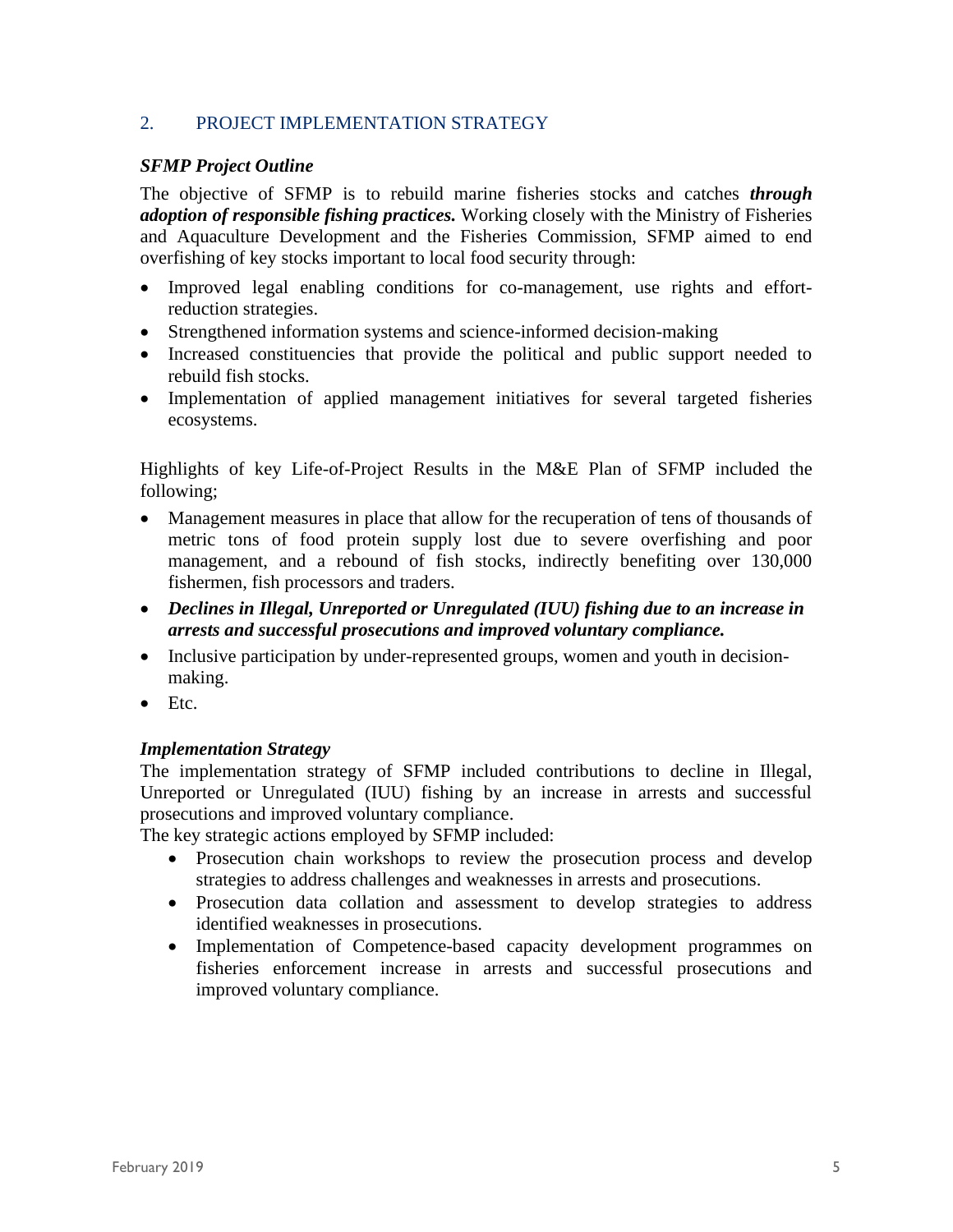## 2. PROJECT IMPLEMENTATION STRATEGY

***SFMP Project Outline***

The objective of SFMP is to rebuild marine fisheries stocks and catches ***through adoption of responsible fishing practices.*** Working closely with the Ministry of Fisheries and Aquaculture Development and the Fisheries Commission, SFMP aimed to end overfishing of key stocks important to local food security through:

- Improved legal enabling conditions for co-management, use rights and effort-reduction strategies.
- Strengthened information systems and science-informed decision-making
- Increased constituencies that provide the political and public support needed to rebuild fish stocks.
- Implementation of applied management initiatives for several targeted fisheries ecosystems.

Highlights of key Life-of-Project Results in the M&E Plan of SFMP included the following;

- Management measures in place that allow for the recuperation of tens of thousands of metric tons of food protein supply lost due to severe overfishing and poor management, and a rebound of fish stocks, indirectly benefiting over 130,000 fishermen, fish processors and traders.
- ***Declines in Illegal, Unreported or Unregulated (IUU) fishing due to an increase in arrests and successful prosecutions and improved voluntary compliance.***
- Inclusive participation by under-represented groups, women and youth in decision-making.
- Etc.

***Implementation Strategy***

The implementation strategy of SFMP included contributions to decline in Illegal, Unreported or Unregulated (IUU) fishing by an increase in arrests and successful prosecutions and improved voluntary compliance.

The key strategic actions employed by SFMP included:

- Prosecution chain workshops to review the prosecution process and develop strategies to address challenges and weaknesses in arrests and prosecutions.
- Prosecution data collation and assessment to develop strategies to address identified weaknesses in prosecutions.
- Implementation of Competence-based capacity development programmes on fisheries enforcement increase in arrests and successful prosecutions and improved voluntary compliance.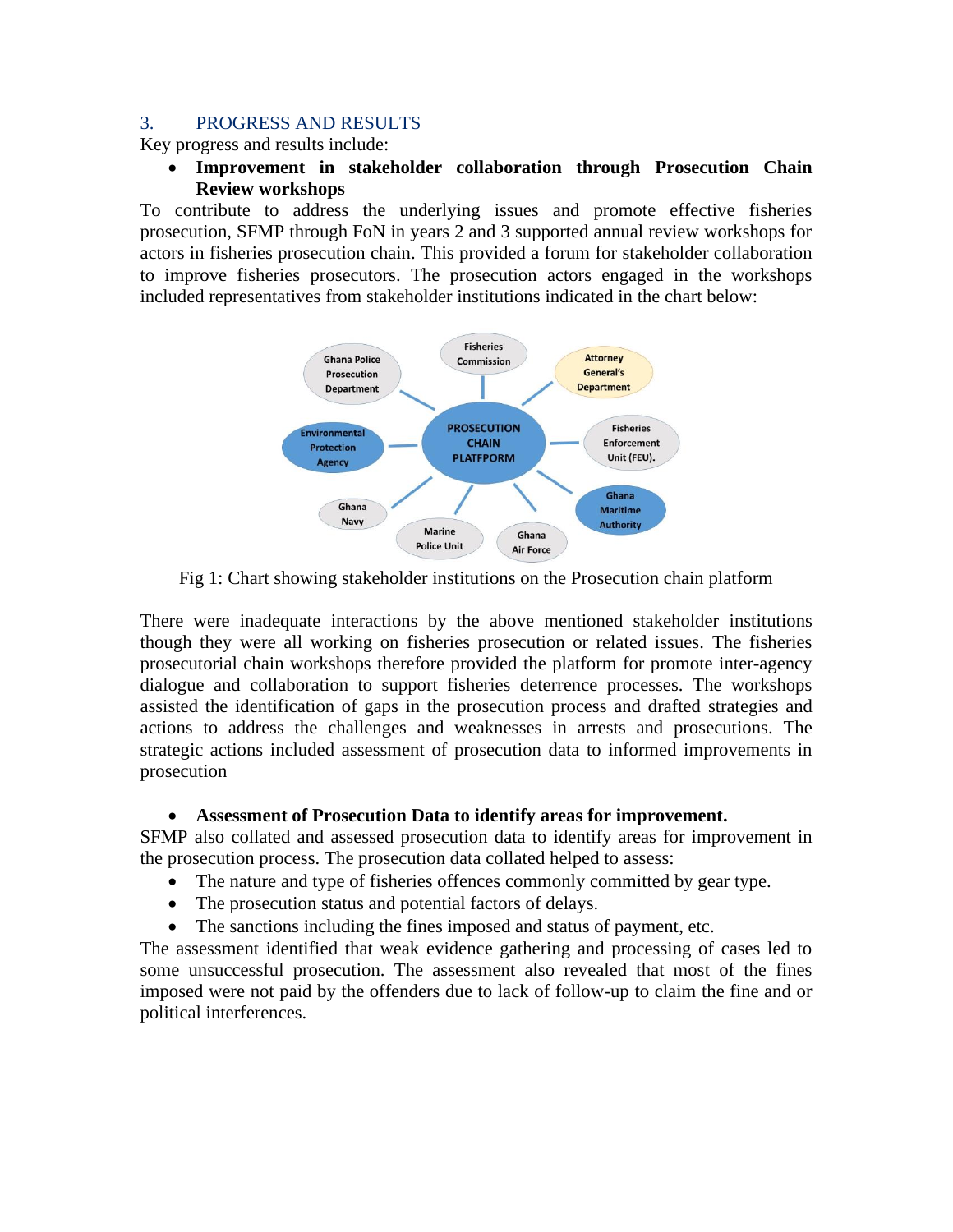## 3. PROGRESS AND RESULTS

Key progress and results include:

- **Improvement in stakeholder collaboration through Prosecution Chain Review workshops**

To contribute to address the underlying issues and promote effective fisheries prosecution, SFMP through FoN in years 2 and 3 supported annual review workshops for actors in fisheries prosecution chain. This provided a forum for stakeholder collaboration to improve fisheries prosecutors. The prosecution actors engaged in the workshops included representatives from stakeholder institutions indicated in the chart below:

Fig 1: Chart showing stakeholder institutions on the Prosecution chain platform

There were inadequate interactions by the above mentioned stakeholder institutions though they were all working on fisheries prosecution or related issues. The fisheries prosecutorial chain workshops therefore provided the platform for promote inter-agency dialogue and collaboration to support fisheries deterrence processes. The workshops assisted the identification of gaps in the prosecution process and drafted strategies and actions to address the challenges and weaknesses in arrests and prosecutions. The strategic actions included assessment of prosecution data to informed improvements in prosecution

- **Assessment of Prosecution Data to identify areas for improvement.**

SFMP also collated and assessed prosecution data to identify areas for improvement in the prosecution process. The prosecution data collated helped to assess:

- The nature and type of fisheries offences commonly committed by gear type.
- The prosecution status and potential factors of delays.
- The sanctions including the fines imposed and status of payment, etc.

The assessment identified that weak evidence gathering and processing of cases led to some unsuccessful prosecution. The assessment also revealed that most of the fines imposed were not paid by the offenders due to lack of follow-up to claim the fine and or political interferences.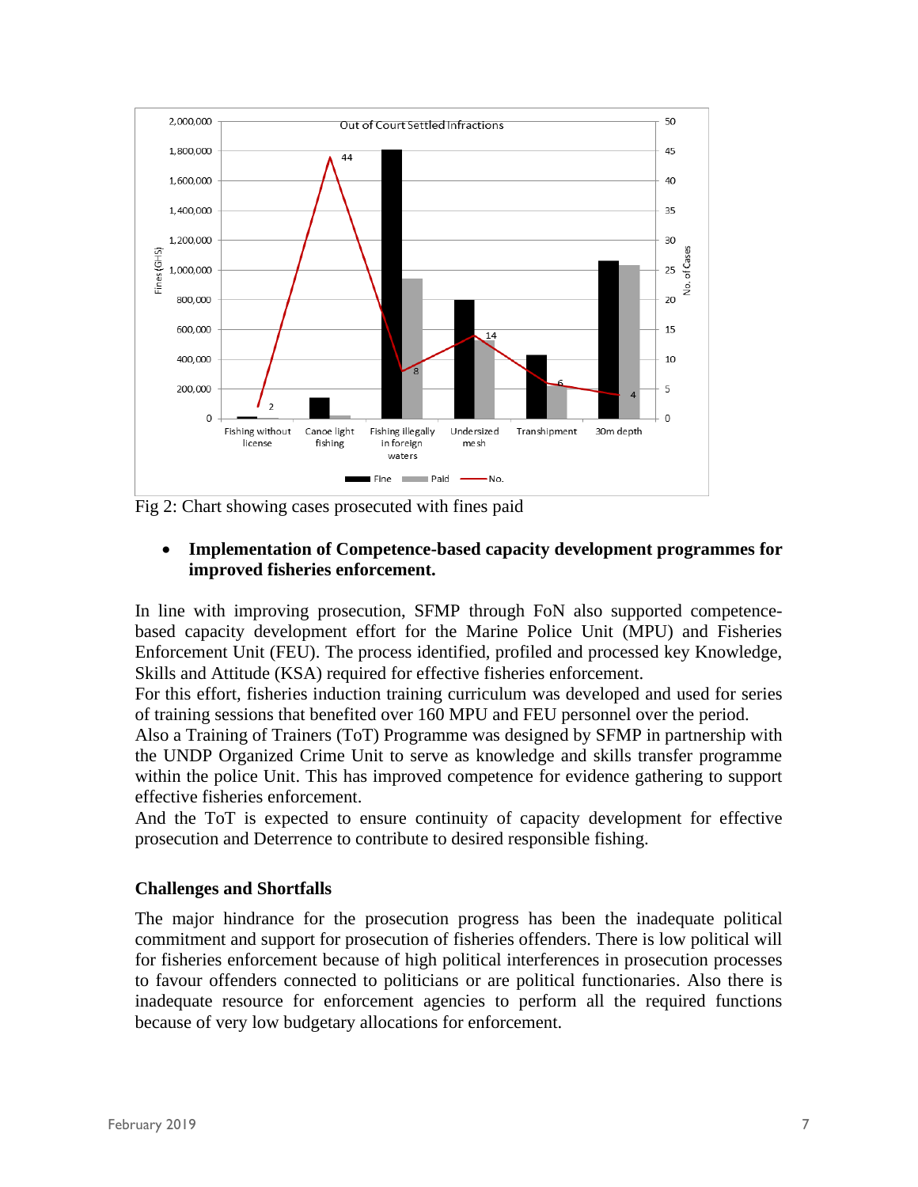Fig 2: Chart showing cases prosecuted with fines paid

- **Implementation of Competence-based capacity development programmes for improved fisheries enforcement.**

In line with improving prosecution, SFMP through FoN also supported competence-based capacity development effort for the Marine Police Unit (MPU) and Fisheries Enforcement Unit (FEU). The process identified, profiled and processed key Knowledge, Skills and Attitude (KSA) required for effective fisheries enforcement.
For this effort, fisheries induction training curriculum was developed and used for series of training sessions that benefited over 160 MPU and FEU personnel over the period.
Also a Training of Trainers (ToT) Programme was designed by SFMP in partnership with the UNDP Organized Crime Unit to serve as knowledge and skills transfer programme within the police Unit. This has improved competence for evidence gathering to support effective fisheries enforcement.
And the ToT is expected to ensure continuity of capacity development for effective prosecution and Deterrence to contribute to desired responsible fishing.

### Challenges and Shortfalls

The major hindrance for the prosecution progress has been the inadequate political commitment and support for prosecution of fisheries offenders. There is low political will for fisheries enforcement because of high political interferences in prosecution processes to favour offenders connected to politicians or are political functionaries. Also there is inadequate resource for enforcement agencies to perform all the required functions because of very low budgetary allocations for enforcement.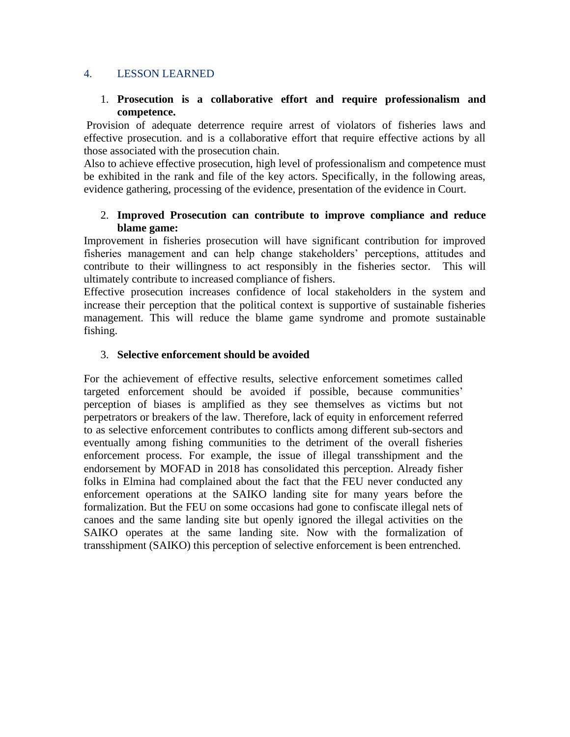## 4. LESSON LEARNED

1. **Prosecution is a collaborative effort and require professionalism and competence.**

Provision of adequate deterrence require arrest of violators of fisheries laws and effective prosecution. and is a collaborative effort that require effective actions by all those associated with the prosecution chain.

Also to achieve effective prosecution, high level of professionalism and competence must be exhibited in the rank and file of the key actors. Specifically, in the following areas, evidence gathering, processing of the evidence, presentation of the evidence in Court.

2. **Improved Prosecution can contribute to improve compliance and reduce blame game:**

Improvement in fisheries prosecution will have significant contribution for improved fisheries management and can help change stakeholders' perceptions, attitudes and contribute to their willingness to act responsibly in the fisheries sector. This will ultimately contribute to increased compliance of fishers.

Effective prosecution increases confidence of local stakeholders in the system and increase their perception that the political context is supportive of sustainable fisheries management. This will reduce the blame game syndrome and promote sustainable fishing.

3. **Selective enforcement should be avoided**

For the achievement of effective results, selective enforcement sometimes called targeted enforcement should be avoided if possible, because communities' perception of biases is amplified as they see themselves as victims but not perpetrators or breakers of the law. Therefore, lack of equity in enforcement referred to as selective enforcement contributes to conflicts among different sub-sectors and eventually among fishing communities to the detriment of the overall fisheries enforcement process. For example, the issue of illegal transshipment and the endorsement by MOFAD in 2018 has consolidated this perception. Already fisher folks in Elmina had complained about the fact that the FEU never conducted any enforcement operations at the SAIKO landing site for many years before the formalization. But the FEU on some occasions had gone to confiscate illegal nets of canoes and the same landing site but openly ignored the illegal activities on the SAIKO operates at the same landing site. Now with the formalization of transshipment (SAIKO) this perception of selective enforcement is been entrenched.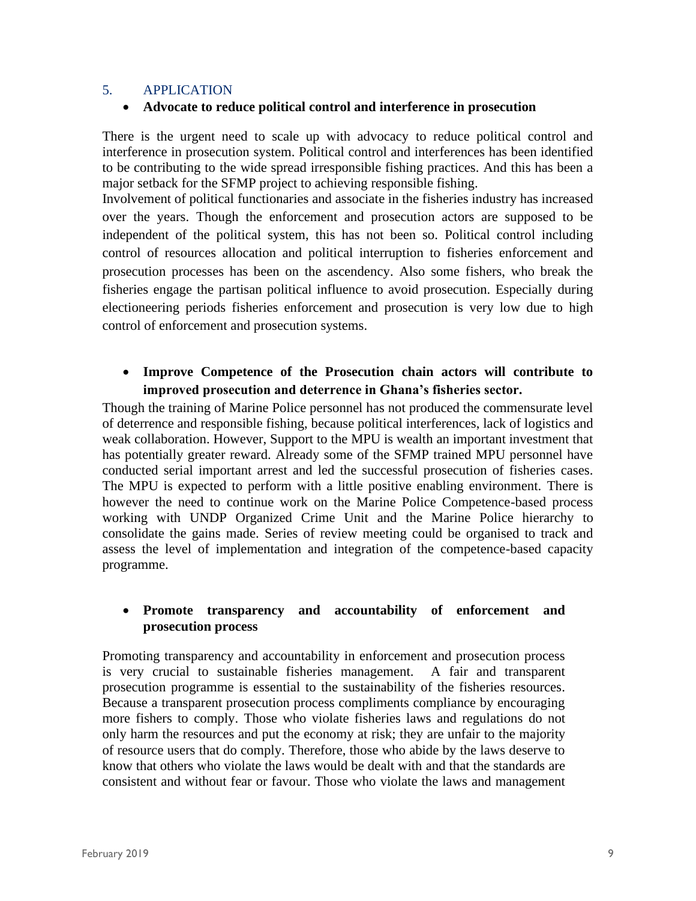## 5. APPLICATION

- **Advocate to reduce political control and interference in prosecution**

There is the urgent need to scale up with advocacy to reduce political control and interference in prosecution system. Political control and interferences has been identified to be contributing to the wide spread irresponsible fishing practices. And this has been a major setback for the SFMP project to achieving responsible fishing.

Involvement of political functionaries and associate in the fisheries industry has increased over the years. Though the enforcement and prosecution actors are supposed to be independent of the political system, this has not been so. Political control including control of resources allocation and political interruption to fisheries enforcement and prosecution processes has been on the ascendency. Also some fishers, who break the fisheries engage the partisan political influence to avoid prosecution. Especially during electioneering periods fisheries enforcement and prosecution is very low due to high control of enforcement and prosecution systems.

- **Improve Competence of the Prosecution chain actors will contribute to improved prosecution and deterrence in Ghana's fisheries sector.**

Though the training of Marine Police personnel has not produced the commensurate level of deterrence and responsible fishing, because political interferences, lack of logistics and weak collaboration. However, Support to the MPU is wealth an important investment that has potentially greater reward. Already some of the SFMP trained MPU personnel have conducted serial important arrest and led the successful prosecution of fisheries cases. The MPU is expected to perform with a little positive enabling environment. There is however the need to continue work on the Marine Police Competence-based process working with UNDP Organized Crime Unit and the Marine Police hierarchy to consolidate the gains made. Series of review meeting could be organised to track and assess the level of implementation and integration of the competence-based capacity programme.

- **Promote transparency and accountability of enforcement and prosecution process**

Promoting transparency and accountability in enforcement and prosecution process is very crucial to sustainable fisheries management. A fair and transparent prosecution programme is essential to the sustainability of the fisheries resources. Because a transparent prosecution process compliments compliance by encouraging more fishers to comply. Those who violate fisheries laws and regulations do not only harm the resources and put the economy at risk; they are unfair to the majority of resource users that do comply. Therefore, those who abide by the laws deserve to know that others who violate the laws would be dealt with and that the standards are consistent and without fear or favour. Those who violate the laws and management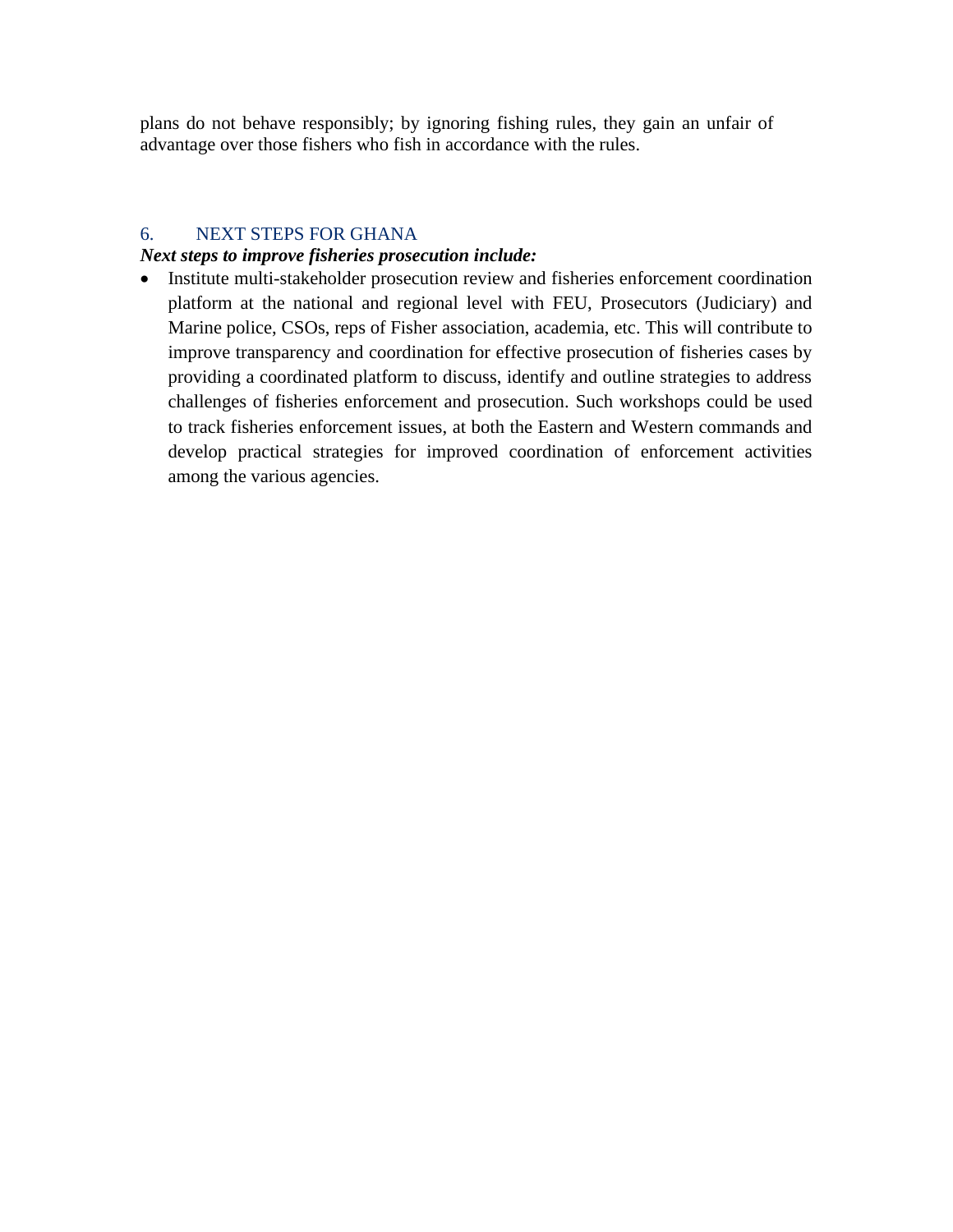plans do not behave responsibly; by ignoring fishing rules, they gain an unfair of advantage over those fishers who fish in accordance with the rules.

## 6. NEXT STEPS FOR GHANA

***Next steps to improve fisheries prosecution include:***

- Institute multi-stakeholder prosecution review and fisheries enforcement coordination platform at the national and regional level with FEU, Prosecutors (Judiciary) and Marine police, CSOs, reps of Fisher association, academia, etc. This will contribute to improve transparency and coordination for effective prosecution of fisheries cases by providing a coordinated platform to discuss, identify and outline strategies to address challenges of fisheries enforcement and prosecution. Such workshops could be used to track fisheries enforcement issues, at both the Eastern and Western commands and develop practical strategies for improved coordination of enforcement activities among the various agencies.